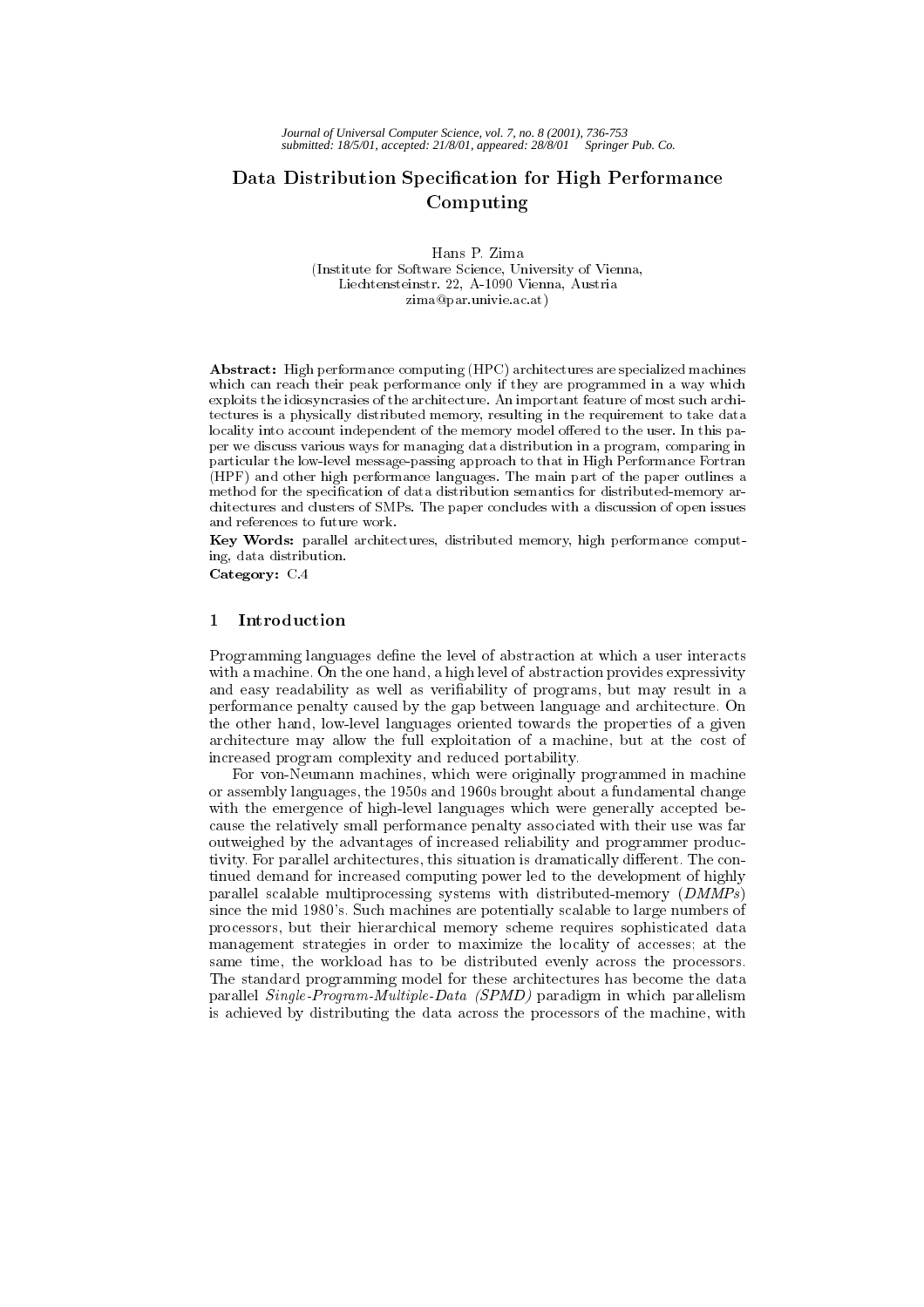# Data Distribution Specification for High Performance Computing

Hans P. Zima
(Institute for Software Science, University of Vienna,
Liechtensteinstr. 22, A-1090 Vienna, Austria
zima@par.univie.ac.at)

**Abstract:** High performance computing (HPC) architectures are specialized machines which can reach their peak performance only if they are programmed in a way which exploits the idiosyncrasies of the architecture. An important feature of most such architectures is a physically distributed memory, resulting in the requirement to take data locality into account independent of the memory model offered to the user. In this paper we discuss various ways for managing data distribution in a program, comparing in particular the low-level message-passing approach to that in High Performance Fortran (HPF) and other high performance languages. The main part of the paper outlines a method for the specification of data distribution semantics for distributed-memory architectures and clusters of SMPs. The paper concludes with a discussion of open issues and references to future work.

**Key Words:** parallel architectures, distributed memory, high performance computing, data distribution.

**Category:** C.4

## 1 Introduction

Programming languages define the level of abstraction at which a user interacts with a machine. On the one hand, a high level of abstraction provides expressivity and easy readability as well as verifiability of programs, but may result in a performance penalty caused by the gap between language and architecture. On the other hand, low-level languages oriented towards the properties of a given architecture may allow the full exploitation of a machine, but at the cost of increased program complexity and reduced portability.

For von-Neumann machines, which were originally programmed in machine or assembly languages, the 1950s and 1960s brought about a fundamental change with the emergence of high-level languages which were generally accepted because the relatively small performance penalty associated with their use was far outweighed by the advantages of increased reliability and programmer productivity. For parallel architectures, this situation is dramatically different. The continued demand for increased computing power led to the development of highly parallel scalable multiprocessing systems with distributed-memory (*DMMPs*) since the mid 1980's. Such machines are potentially scalable to large numbers of processors, but their hierarchical memory scheme requires sophisticated data management strategies in order to maximize the locality of accesses; at the same time, the workload has to be distributed evenly across the processors. The standard programming model for these architectures has become the data parallel *Single-Program-Multiple-Data (SPMD)* paradigm in which parallelism is achieved by distributing the data across the processors of the machine, with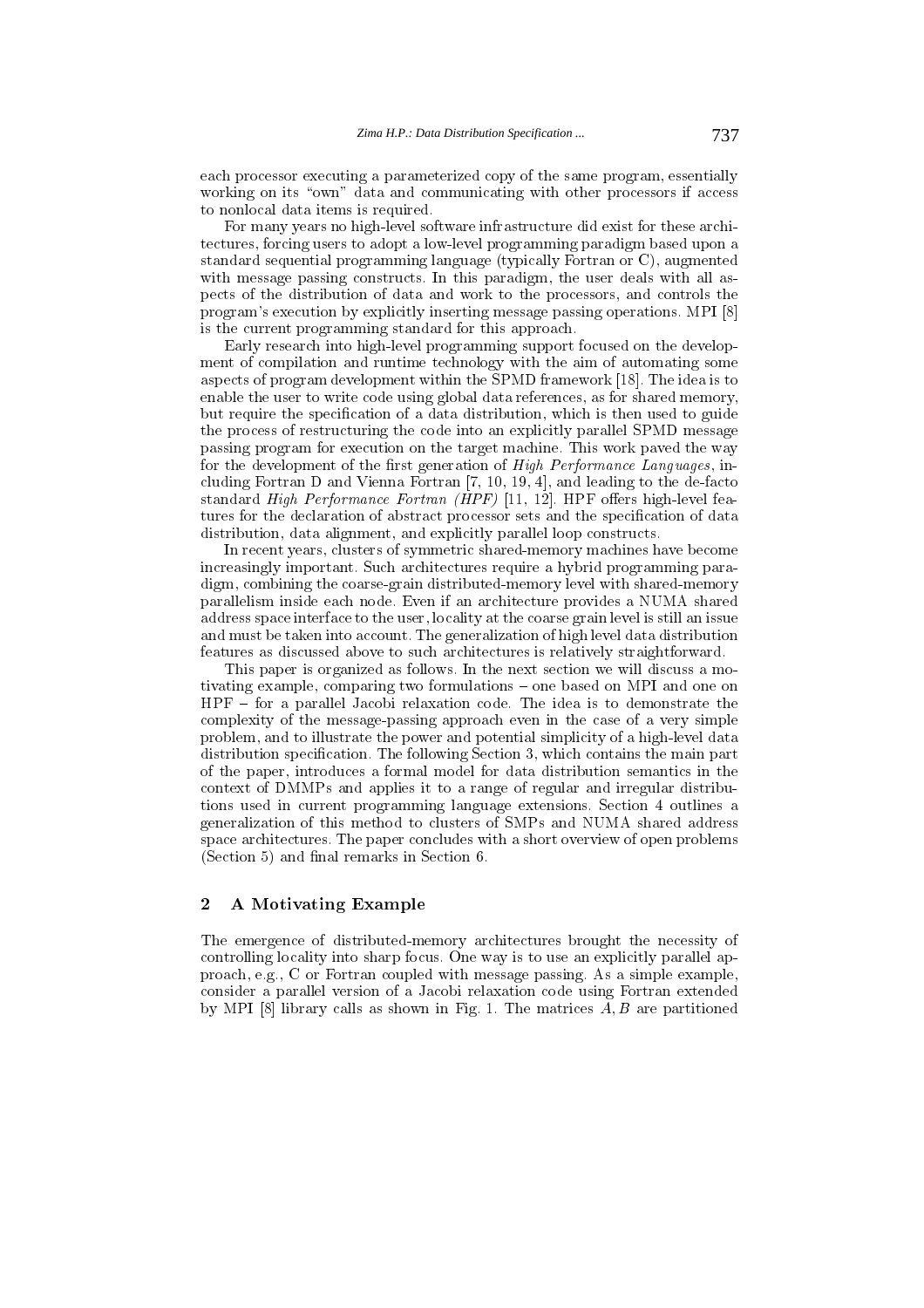each processor executing a parameterized copy of the same program, essentially working on its "own" data and communicating with other processors if access to nonlocal data items is required.

For many years no high-level software infrastructure did exist for these architectures, forcing users to adopt a low-level programming paradigm based upon a standard sequential programming language (typically Fortran or C), augmented with message passing constructs. In this paradigm, the user deals with all aspects of the distribution of data and work to the processors, and controls the program's execution by explicitly inserting message passing operations. MPI [8] is the current programming standard for this approach.

Early research into high-level programming support focused on the development of compilation and runtime technology with the aim of automating some aspects of program development within the SPMD framework [18]. The idea is to enable the user to write code using global data references, as for shared memory, but require the specification of a data distribution, which is then used to guide the process of restructuring the code into an explicitly parallel SPMD message passing program for execution on the target machine. This work paved the way for the development of the first generation of *High Performance Languages*, including Fortran D and Vienna Fortran [7, 10, 19, 4], and leading to the de-facto standard *High Performance Fortran (HPF)* [11, 12]. HPF offers high-level features for the declaration of abstract processor sets and the specification of data distribution, data alignment, and explicitly parallel loop constructs.

In recent years, clusters of symmetric shared-memory machines have become increasingly important. Such architectures require a hybrid programming paradigm, combining the coarse-grain distributed-memory level with shared-memory parallelism inside each node. Even if an architecture provides a NUMA shared address space interface to the user, locality at the coarse grain level is still an issue and must be taken into account. The generalization of high level data distribution features as discussed above to such architectures is relatively straightforward.

This paper is organized as follows. In the next section we will discuss a motivating example, comparing two formulations – one based on MPI and one on HPF – for a parallel Jacobi relaxation code. The idea is to demonstrate the complexity of the message-passing approach even in the case of a very simple problem, and to illustrate the power and potential simplicity of a high-level data distribution specification. The following Section 3, which contains the main part of the paper, introduces a formal model for data distribution semantics in the context of DMMPs and applies it to a range of regular and irregular distributions used in current programming language extensions. Section 4 outlines a generalization of this method to clusters of SMPs and NUMA shared address space architectures. The paper concludes with a short overview of open problems (Section 5) and final remarks in Section 6.

## 2 A Motivating Example

The emergence of distributed-memory architectures brought the necessity of controlling locality into sharp focus. One way is to use an explicitly parallel approach, e.g., C or Fortran coupled with message passing. As a simple example, consider a parallel version of a Jacobi relaxation code using Fortran extended by MPI [8] library calls as shown in Fig. 1. The matrices $A, B$ are partitioned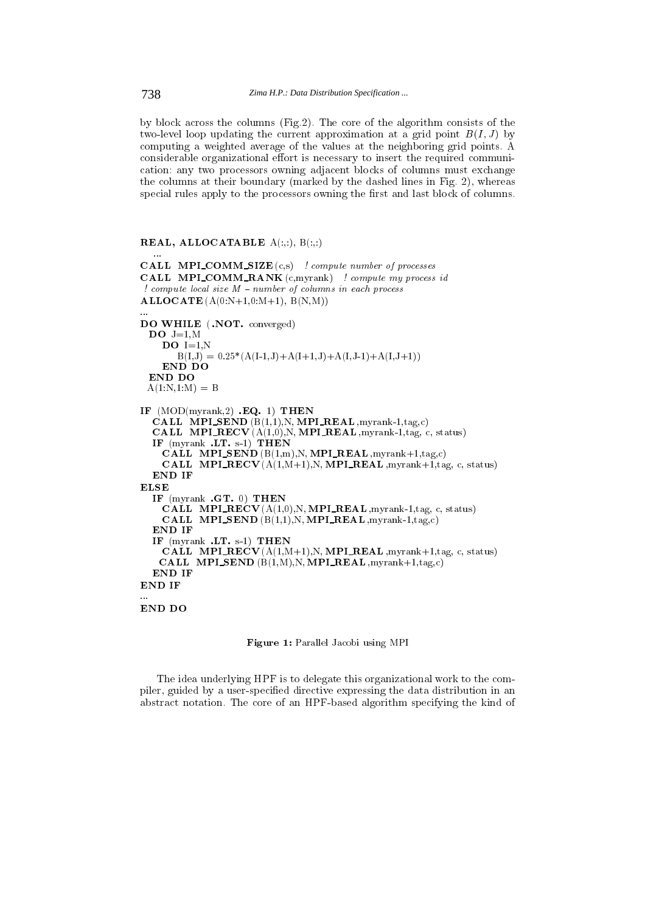by block across the columns (Fig.2). The core of the algorithm consists of the two-level loop updating the current approximation at a grid point $B(I, J)$ by computing a weighted average of the values at the neighboring grid points. A considerable organizational effort is necessary to insert the required communication: any two processors owning adjacent blocks of columns must exchange the columns at their boundary (marked by the dashed lines in Fig. 2), whereas special rules apply to the processors owning the first and last block of columns.

```
REAL, ALLOCATABLE A(:,:), B(:,:)
   ...
CALL  MPI_COMM_SIZE(c,s)   ! compute number of processes
CALL  MPI_COMM_RANK(c,myrank)   ! compute my process id
 ! compute local size M – number of columns in each process
ALLOCATE(A(0:N+1,0:M+1), B(N,M))
...
DO WHILE  (.NOT. converged)
  DO  J=1,M
      DO  I=1,N
           B(I,J) = 0.25*(A(I-1,J)+A(I+1,J)+A(I,J-1)+A(I,J+1))
      END DO
  END DO
  A(1:N,1:M) = B

IF  (MOD(myrank,2) .EQ. 1) THEN
   CALL  MPI_SEND(B(1,1),N, MPI_REAL,myrank-1,tag,c)
   CALL  MPI_RECV(A(1,0),N, MPI_REAL,myrank-1,tag, c, status)
   IF  (myrank .LT. s-1) THEN
      CALL  MPI_SEND(B(1,m),N, MPI_REAL,myrank+1,tag,c)
      CALL  MPI_RECV(A(1,M+1),N, MPI_REAL,myrank+1,tag, c, status)
   END IF
ELSE
   IF  (myrank .GT. 0) THEN
      CALL  MPI_RECV(A(1,0),N, MPI_REAL,myrank-1,tag, c, status)
      CALL  MPI_SEND(B(1,1),N, MPI_REAL,myrank-1,tag,c)
   END IF
   IF  (myrank .LT. s-1) THEN
      CALL  MPI_RECV(A(1,M+1),N, MPI_REAL,myrank+1,tag, c, status)
     CALL  MPI_SEND(B(1,M),N, MPI_REAL,myrank+1,tag,c)
   END IF
END IF
...
END DO
```

**Figure 1:** Parallel Jacobi using MPI

The idea underlying HPF is to delegate this organizational work to the compiler, guided by a user-specified directive expressing the data distribution in an abstract notation. The core of an HPF-based algorithm specifying the kind of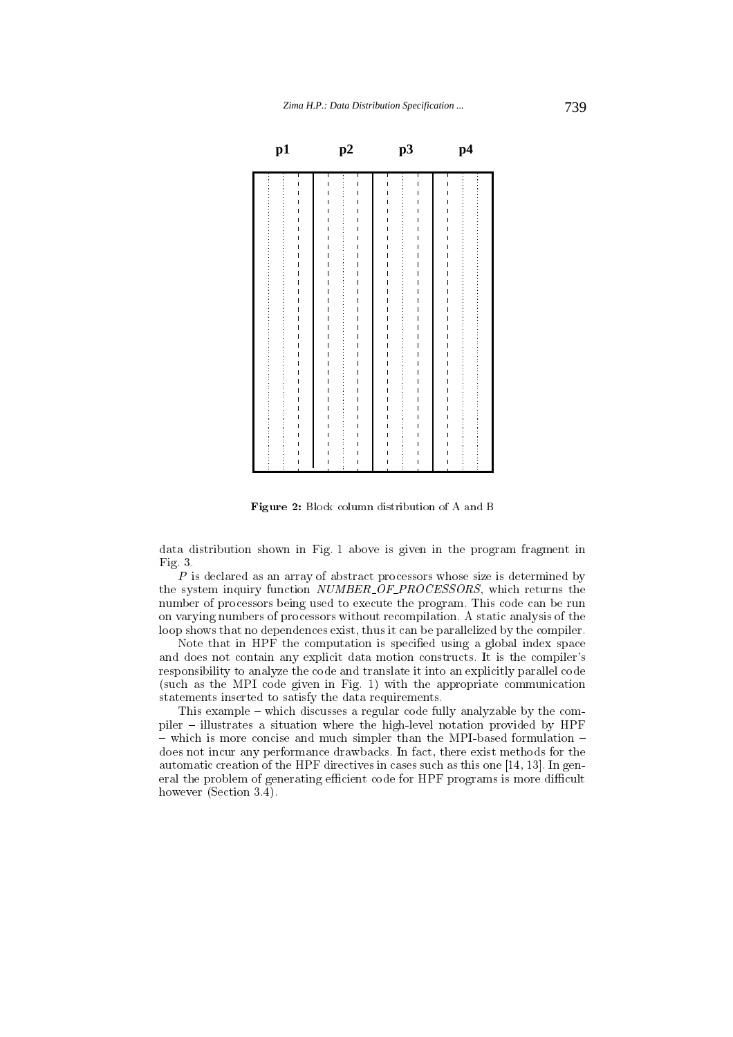**Figure 2:** Block column distribution of A and B

data distribution shown in Fig. 1 above is given in the program fragment in Fig. 3.

*P* is declared as an array of abstract processors whose size is determined by the system inquiry function *NUMBER_OF_PROCESSORS*, which returns the number of processors being used to execute the program. This code can be run on varying numbers of processors without recompilation. A static analysis of the loop shows that no dependences exist, thus it can be parallelized by the compiler.

Note that in HPF the computation is specified using a global index space and does not contain any explicit data motion constructs. It is the compiler's responsibility to analyze the code and translate it into an explicitly parallel code (such as the MPI code given in Fig. 1) with the appropriate communication statements inserted to satisfy the data requirements.

This example – which discusses a regular code fully analyzable by the compiler – illustrates a situation where the high-level notation provided by HPF – which is more concise and much simpler than the MPI-based formulation – does not incur any performance drawbacks. In fact, there exist methods for the automatic creation of the HPF directives in cases such as this one [14, 13]. In general the problem of generating efficient code for HPF programs is more difficult however (Section 3.4).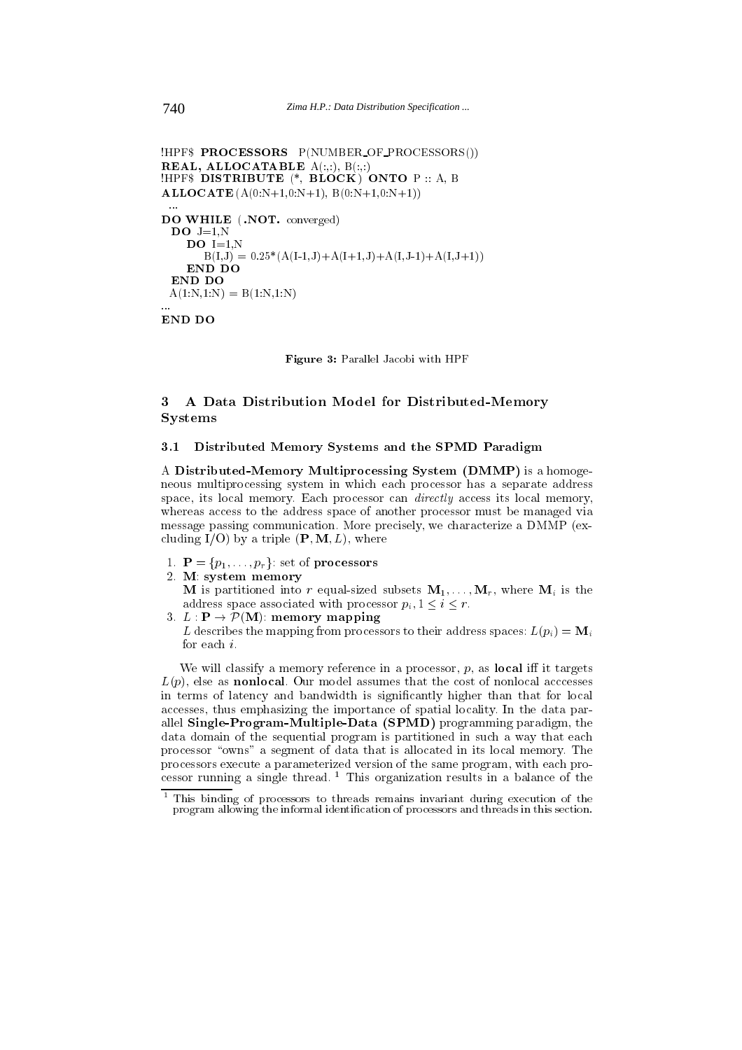```
!HPF$ PROCESSORS   P(NUMBER_OF_PROCESSORS())
REAL, ALLOCATABLE A(:,:), B(:,:)
!HPF$ DISTRIBUTE (*, BLOCK) ONTO P :: A, B
ALLOCATE(A(0:N+1,0:N+1), B(0:N+1,0:N+1))
  ...
DO WHILE (.NOT. converged)
  DO J=1,N
     DO I=1,N
         B(I,J) = 0.25*(A(I-1,J)+A(I+1,J)+A(I,J-1)+A(I,J+1))
     END DO
  END DO
  A(1:N,1:N) = B(1:N,1:N)
...
END DO
```

**Figure 3:** Parallel Jacobi with HPF

## 3 A Data Distribution Model for Distributed-Memory Systems

### 3.1 Distributed Memory Systems and the SPMD Paradigm

A **Distributed-Memory Multiprocessing System (DMMP)** is a homogeneous multiprocessing system in which each processor has a separate address space, its local memory. Each processor can *directly* access its local memory, whereas access to the address space of another processor must be managed via message passing communication. More precisely, we characterize a DMMP (excluding I/O) by a triple $(\mathbf{P}, \mathbf{M}, L)$, where

1. $\mathbf{P} = \{p_1, \ldots, p_r\}$: set of **processors**
2. $\mathbf{M}$: **system memory**
   $\mathbf{M}$ is partitioned into $r$ equal-sized subsets $\mathbf{M}_1, \ldots, \mathbf{M}_r$, where $\mathbf{M}_i$ is the address space associated with processor $p_i, 1 \leq i \leq r$.
3. $L : \mathbf{P} \rightarrow \mathcal{P}(\mathbf{M})$: **memory mapping**
   $L$ describes the mapping from processors to their address spaces: $L(p_i) = \mathbf{M}_i$ for each $i$.

We will classify a memory reference in a processor, $p$, as **local** iff it targets $L(p)$, else as **nonlocal**. Our model assumes that the cost of nonlocal acccesses in terms of latency and bandwidth is significantly higher than that for local accesses, thus emphasizing the importance of spatial locality. In the data parallel **Single-Program-Multiple-Data (SPMD)** programming paradigm, the data domain of the sequential program is partitioned in such a way that each processor "owns" a segment of data that is allocated in its local memory. The processors execute a parameterized version of the same program, with each processor running a single thread. [1] This organization results in a balance of the

[1] This binding of processors to threads remains invariant during execution of the program allowing the informal identification of processors and threads in this section.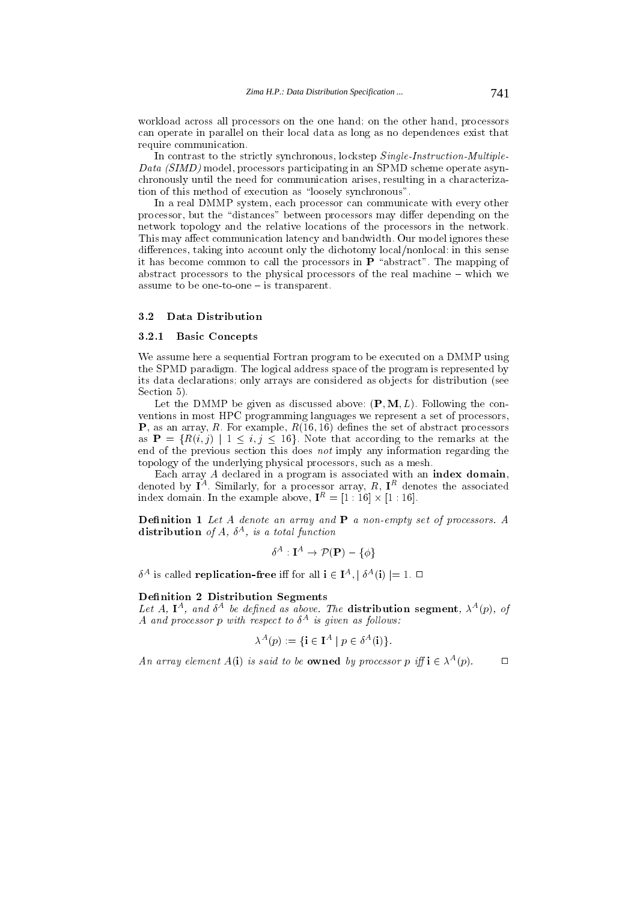workload across all processors on the one hand; on the other hand, processors can operate in parallel on their local data as long as no dependences exist that require communication.

In contrast to the strictly synchronous, lockstep *Single-Instruction-Multiple-Data (SIMD)* model, processors participating in an SPMD scheme operate asynchronously until the need for communication arises, resulting in a characterization of this method of execution as "loosely synchronous".

In a real DMMP system, each processor can communicate with every other processor, but the "distances" between processors may differ depending on the network topology and the relative locations of the processors in the network. This may affect communication latency and bandwidth. Our model ignores these differences, taking into account only the dichotomy local/nonlocal: in this sense it has become common to call the processors in $\mathbf{P}$ "abstract". The mapping of abstract processors to the physical processors of the real machine – which we assume to be one-to-one – is transparent.

### 3.2 Data Distribution

#### 3.2.1 Basic Concepts

We assume here a sequential Fortran program to be executed on a DMMP using the SPMD paradigm. The logical address space of the program is represented by its data declarations; only arrays are considered as objects for distribution (see Section 5).

Let the DMMP be given as discussed above: $(\mathbf{P}, \mathbf{M}, L)$. Following the conventions in most HPC programming languages we represent a set of processors, $\mathbf{P}$, as an array, $R$. For example, $R(16,16)$ defines the set of abstract processors as $\mathbf{P} = \{R(i,j) \mid 1 \leq i,j \leq 16\}$. Note that according to the remarks at the end of the previous section this does *not* imply any information regarding the topology of the underlying physical processors, such as a mesh.

Each array $A$ declared in a program is associated with an **index domain**, denoted by $\mathbf{I}^A$. Similarly, for a processor array, $R$, $\mathbf{I}^R$ denotes the associated index domain. In the example above, $\mathbf{I}^R = [1:16] \times [1:16]$.

**Definition 1** *Let $A$ denote an array and $\mathbf{P}$ a non-empty set of processors. A* **distribution** *of $A$, $\delta^A$, is a total function*

$$\delta^A : \mathbf{I}^A \rightarrow \mathcal{P}(\mathbf{P}) - \{\phi\}$$

$\delta^A$ is called **replication-free** iff for all $\mathbf{i} \in \mathbf{I}^A, \mid \delta^A(\mathbf{i}) \mid = 1$. □

**Definition 2 Distribution Segments**
*Let $A$, $\mathbf{I}^A$, and $\delta^A$ be defined as above. The* **distribution segment**, *$\lambda^A(p)$, of $A$ and processor $p$ with respect to $\delta^A$ is given as follows:*

$$\lambda^A(p) := \{\mathbf{i} \in \mathbf{I}^A \mid p \in \delta^A(\mathbf{i})\}.$$

*An array element $A(\mathbf{i})$ is said to be* **owned** *by processor $p$ iff $\mathbf{i} \in \lambda^A(p)$.* □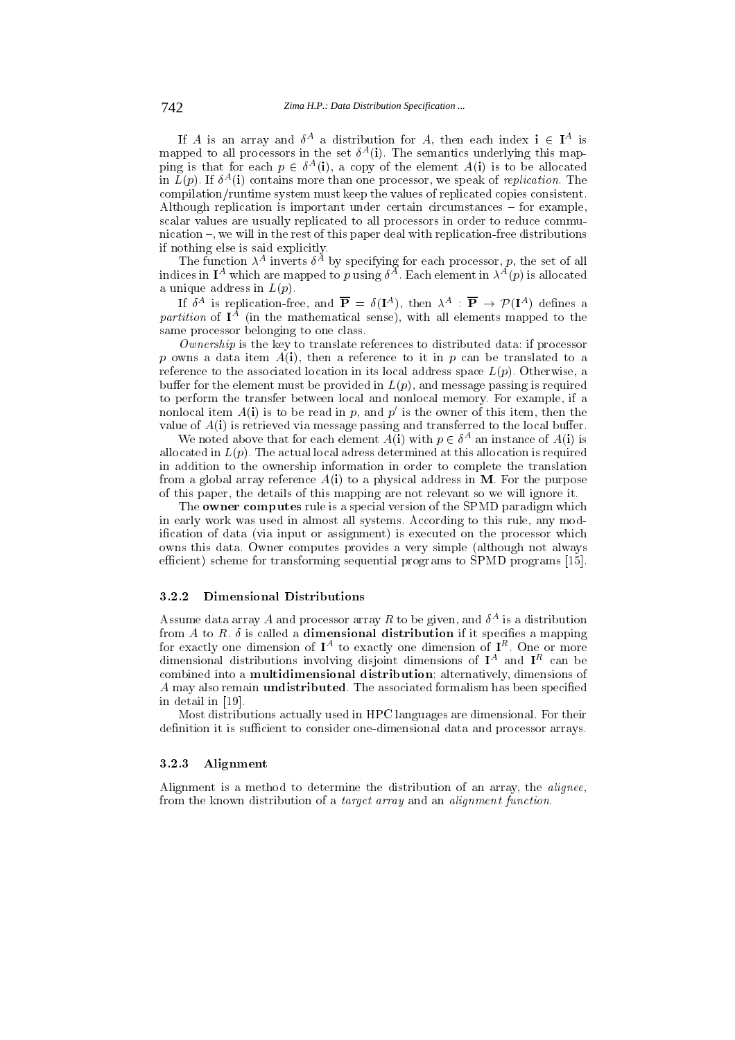If $A$ is an array and $\delta^A$ a distribution for $A$, then each index $\mathbf{i} \in \mathbf{I}^A$ is mapped to all processors in the set $\delta^A(\mathbf{i})$. The semantics underlying this mapping is that for each $p \in \delta^A(\mathbf{i})$, a copy of the element $A(\mathbf{i})$ is to be allocated in $L(p)$. If $\delta^A(\mathbf{i})$ contains more than one processor, we speak of *replication*. The compilation/runtime system must keep the values of replicated copies consistent. Although replication is important under certain circumstances – for example, scalar values are usually replicated to all processors in order to reduce communication –, we will in the rest of this paper deal with replication-free distributions if nothing else is said explicitly.

The function $\lambda^A$ inverts $\delta^A$ by specifying for each processor, $p$, the set of all indices in $\mathbf{I}^A$ which are mapped to $p$ using $\delta^A$. Each element in $\lambda^A(p)$ is allocated a unique address in $L(p)$.

If $\delta^A$ is replication-free, and $\overline{\mathbf{P}} = \delta(\mathbf{I}^A)$, then $\lambda^A : \overline{\mathbf{P}} \rightarrow \mathcal{P}(\mathbf{I}^A)$ defines a *partition* of $\mathbf{I}^A$ (in the mathematical sense), with all elements mapped to the same processor belonging to one class.

*Ownership* is the key to translate references to distributed data: if processor $p$ owns a data item $A(\mathbf{i})$, then a reference to it in $p$ can be translated to a reference to the associated location in its local address space $L(p)$. Otherwise, a buffer for the element must be provided in $L(p)$, and message passing is required to perform the transfer between local and nonlocal memory. For example, if a nonlocal item $A(\mathbf{i})$ is to be read in $p$, and $p'$ is the owner of this item, then the value of $A(\mathbf{i})$ is retrieved via message passing and transferred to the local buffer.

We noted above that for each element $A(\mathbf{i})$ with $p \in \delta^A$ an instance of $A(\mathbf{i})$ is allocated in $L(p)$. The actual local adress determined at this allocation is required in addition to the ownership information in order to complete the translation from a global array reference $A(\mathbf{i})$ to a physical address in $\mathbf{M}$. For the purpose of this paper, the details of this mapping are not relevant so we will ignore it.

The **owner computes** rule is a special version of the SPMD paradigm which in early work was used in almost all systems. According to this rule, any modification of data (via input or assignment) is executed on the processor which owns this data. Owner computes provides a very simple (although not always efficient) scheme for transforming sequential programs to SPMD programs [15].

#### 3.2.2 Dimensional Distributions

Assume data array $A$ and processor array $R$ to be given, and $\delta^A$ is a distribution from $A$ to $R$. $\delta$ is called a **dimensional distribution** if it specifies a mapping for exactly one dimension of $\mathbf{I}^A$ to exactly one dimension of $\mathbf{I}^R$. One or more dimensional distributions involving disjoint dimensions of $\mathbf{I}^A$ and $\mathbf{I}^R$ can be combined into a **multidimensional distribution**; alternatively, dimensions of $A$ may also remain **undistributed**. The associated formalism has been specified in detail in [19].

Most distributions actually used in HPC languages are dimensional. For their definition it is sufficient to consider one-dimensional data and processor arrays.

#### 3.2.3 Alignment

Alignment is a method to determine the distribution of an array, the *alignee*, from the known distribution of a *target array* and an *alignment function*.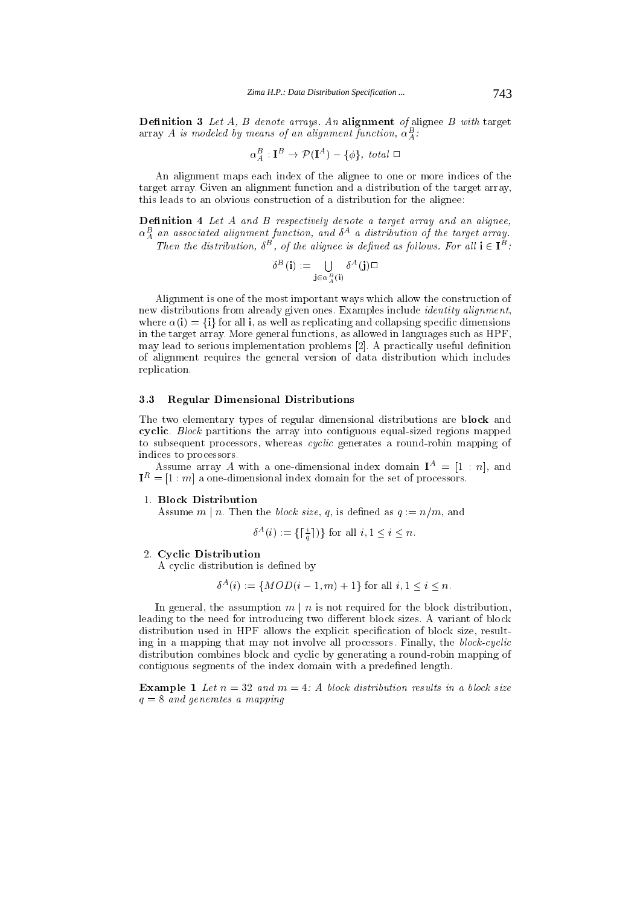**Definition 3** *Let $A$, $B$ denote arrays. An* **alignment** *of* alignee *$B$ with* target array *$A$ is modeled by means of an alignment function, $\alpha_A^B$:*

$$\alpha_A^B : \mathbf{I}^B \to \mathcal{P}(\mathbf{I}^A) - \{\phi\},\ total\ \square$$

An alignment maps each index of the alignee to one or more indices of the target array. Given an alignment function and a distribution of the target array, this leads to an obvious construction of a distribution for the alignee:

**Definition 4** *Let $A$ and $B$ respectively denote a target array and an alignee, $\alpha_A^B$ an associated alignment function, and $\delta^A$ a distribution of the target array.*
*Then the distribution, $\delta^B$, of the alignee is defined as follows. For all $\mathbf{i} \in \mathbf{I}^B$:*

$$\delta^B(\mathbf{i}) := \bigcup_{\mathbf{j} \in \alpha_A^B(\mathbf{i})} \delta^A(\mathbf{j}) \square$$

Alignment is one of the most important ways which allow the construction of new distributions from already given ones. Examples include *identity alignment*, where $\alpha(\mathbf{i}) = \{\mathbf{i}\}$ for all $\mathbf{i}$, as well as replicating and collapsing specific dimensions in the target array. More general functions, as allowed in languages such as HPF, may lead to serious implementation problems [2]. A practically useful definition of alignment requires the general version of data distribution which includes replication.

### 3.3 Regular Dimensional Distributions

The two elementary types of regular dimensional distributions are **block** and **cyclic**. *Block* partitions the array into contiguous equal-sized regions mapped to subsequent processors, whereas *cyclic* generates a round-robin mapping of indices to processors.

Assume array $A$ with a one-dimensional index domain $\mathbf{I}^A = [1:n]$, and $\mathbf{I}^R = [1:m]$ a one-dimensional index domain for the set of processors.

1. **Block Distribution**
   Assume $m \mid n$. Then the *block size*, $q$, is defined as $q := n/m$, and

   $$\delta^A(i) := \{\lceil \tfrac{i}{q} \rceil)\} \text{ for all } i, 1 \leq i \leq n.$$

2. **Cyclic Distribution**
   A cyclic distribution is defined by

   $$\delta^A(i) := \{MOD(i-1, m) + 1\} \text{ for all } i, 1 \leq i \leq n.$$

In general, the assumption $m \mid n$ is not required for the block distribution, leading to the need for introducing two different block sizes. A variant of block distribution used in HPF allows the explicit specification of block size, resulting in a mapping that may not involve all processors. Finally, the *block-cyclic* distribution combines block and cyclic by generating a round-robin mapping of contiguous segments of the index domain with a predefined length.

**Example 1** *Let $n = 32$ and $m = 4$: A block distribution results in a block size $q = 8$ and generates a mapping*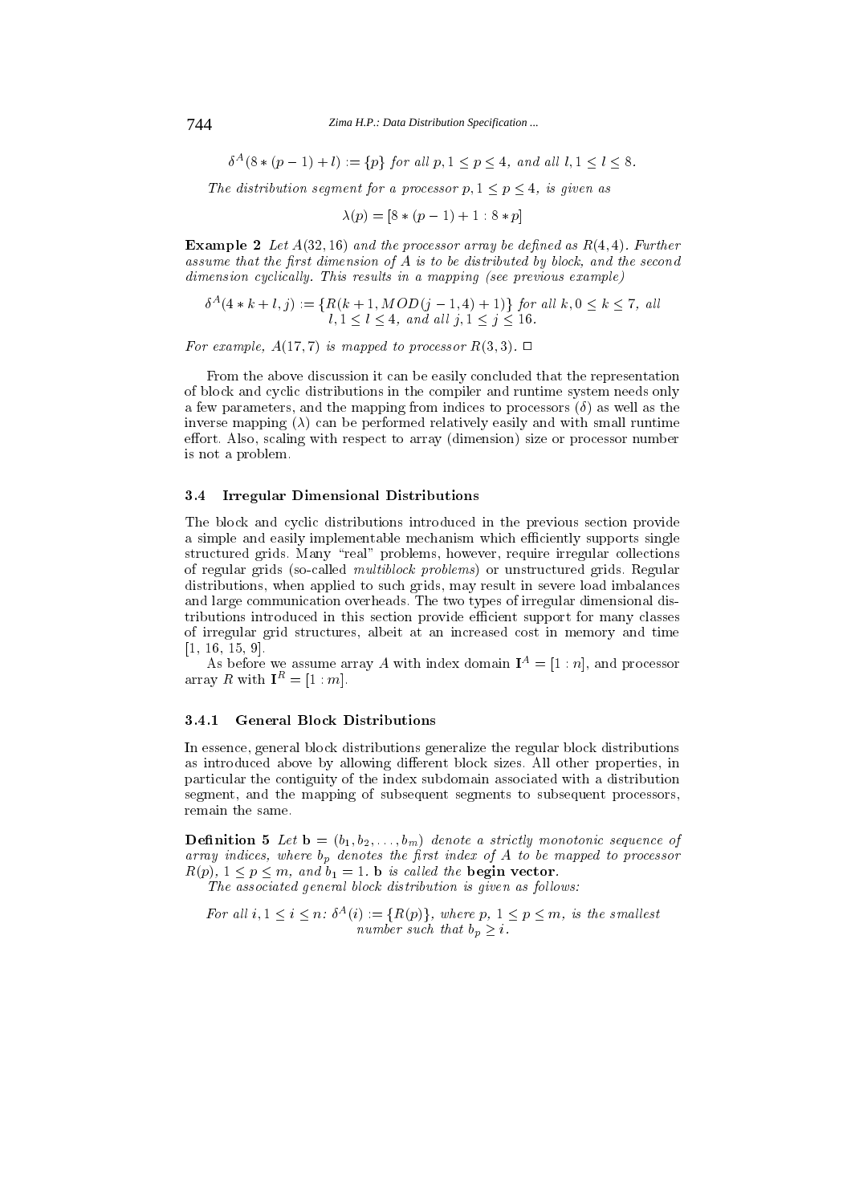$\delta^A(8*(p-1)+l) := \{p\}$ *for all* $p, 1 \leq p \leq 4$, *and all* $l, 1 \leq l \leq 8$.

*The distribution segment for a processor* $p, 1 \leq p \leq 4$, *is given as*

$$\lambda(p) = [8*(p-1)+1 : 8*p]$$

**Example 2** *Let* $A(32,16)$ *and the processor array be defined as* $R(4,4)$. *Further assume that the first dimension of* $A$ *is to be distributed by block, and the second dimension cyclically. This results in a mapping (see previous example)*

$$\delta^A(4*k+l, j) := \{R(k+1, MOD(j-1,4)+1)\} \text{ for all } k, 0 \leq k \leq 7, \text{ all } l, 1 \leq l \leq 4, \text{ and all } j, 1 \leq j \leq 16.$$

*For example,* $A(17,7)$ *is mapped to processor* $R(3,3)$. □

From the above discussion it can be easily concluded that the representation of block and cyclic distributions in the compiler and runtime system needs only a few parameters, and the mapping from indices to processors ($\delta$) as well as the inverse mapping ($\lambda$) can be performed relatively easily and with small runtime effort. Also, scaling with respect to array (dimension) size or processor number is not a problem.

### 3.4 Irregular Dimensional Distributions

The block and cyclic distributions introduced in the previous section provide a simple and easily implementable mechanism which efficiently supports single structured grids. Many "real" problems, however, require irregular collections of regular grids (so-called *multiblock problems*) or unstructured grids. Regular distributions, when applied to such grids, may result in severe load imbalances and large communication overheads. The two types of irregular dimensional distributions introduced in this section provide efficient support for many classes of irregular grid structures, albeit at an increased cost in memory and time [1, 16, 15, 9].

As before we assume array $A$ with index domain $\mathbf{I}^A = [1:n]$, and processor array $R$ with $\mathbf{I}^R = [1:m]$.

#### 3.4.1 General Block Distributions

In essence, general block distributions generalize the regular block distributions as introduced above by allowing different block sizes. All other properties, in particular the contiguity of the index subdomain associated with a distribution segment, and the mapping of subsequent segments to subsequent processors, remain the same.

**Definition 5** *Let* $\mathbf{b} = (b_1, b_2, \ldots, b_m)$ *denote a strictly monotonic sequence of array indices, where* $b_p$ *denotes the first index of* $A$ *to be mapped to processor* $R(p)$, $1 \leq p \leq m$, *and* $b_1 = 1$. $\mathbf{b}$ *is called the* **begin vector**.

*The associated general block distribution is given as follows:*

*For all* $i, 1 \leq i \leq n$: $\delta^A(i) := \{R(p)\}$, *where* $p$, $1 \leq p \leq m$, *is the smallest number such that* $b_p \geq i$.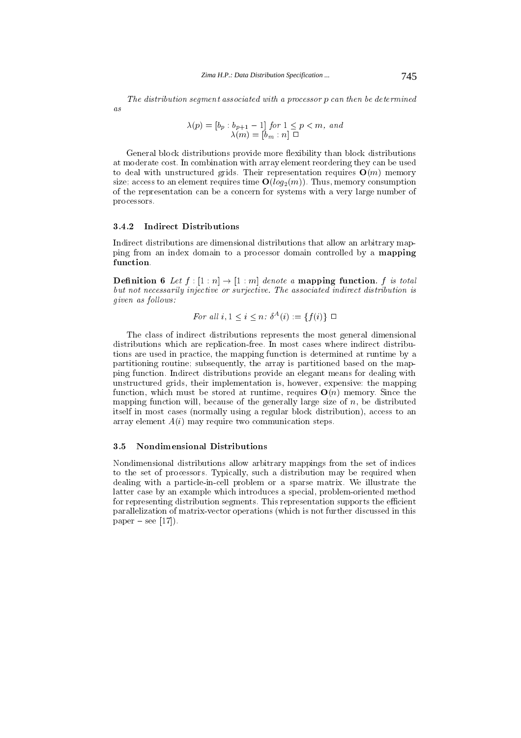*The distribution segment associated with a processor p can then be determined as*

$$\lambda(p) = [b_p : b_{p+1} - 1] \text{ for } 1 \leq p < m, \text{ and}$$
$$\lambda(m) = [b_m : n] \; \Box$$

General block distributions provide more flexibility than block distributions at moderate cost. In combination with array element reordering they can be used to deal with unstructured grids. Their representation requires $\mathbf{O}(m)$ memory size; access to an element requires time $\mathbf{O}(log_2(m))$. Thus, memory consumption of the representation can be a concern for systems with a very large number of processors.

### 3.4.2 Indirect Distributions

Indirect distributions are dimensional distributions that allow an arbitrary mapping from an index domain to a processor domain controlled by a **mapping function**.

**Definition 6** *Let $f : [1 : n] \rightarrow [1 : m]$ denote a* **mapping function**. *$f$ is total but not necessarily injective or surjective. The associated indirect distribution is given as follows:*

$$\text{For all } i, 1 \leq i \leq n\text{: } \delta^A(i) := \{f(i)\} \; \Box$$

The class of indirect distributions represents the most general dimensional distributions which are replication-free. In most cases where indirect distributions are used in practice, the mapping function is determined at runtime by a partitioning routine; subsequently, the array is partitioned based on the mapping function. Indirect distributions provide an elegant means for dealing with unstructured grids, their implementation is, however, expensive: the mapping function, which must be stored at runtime, requires $\mathbf{O}(n)$ memory. Since the mapping function will, because of the generally large size of $n$, be distributed itself in most cases (normally using a regular block distribution), access to an array element $A(i)$ may require two communication steps.

## 3.5 Nondimensional Distributions

Nondimensional distributions allow arbitrary mappings from the set of indices to the set of processors. Typically, such a distribution may be required when dealing with a particle-in-cell problem or a sparse matrix. We illustrate the latter case by an example which introduces a special, problem-oriented method for representing distribution segments. This representation supports the efficient parallelization of matrix-vector operations (which is not further discussed in this paper – see [17]).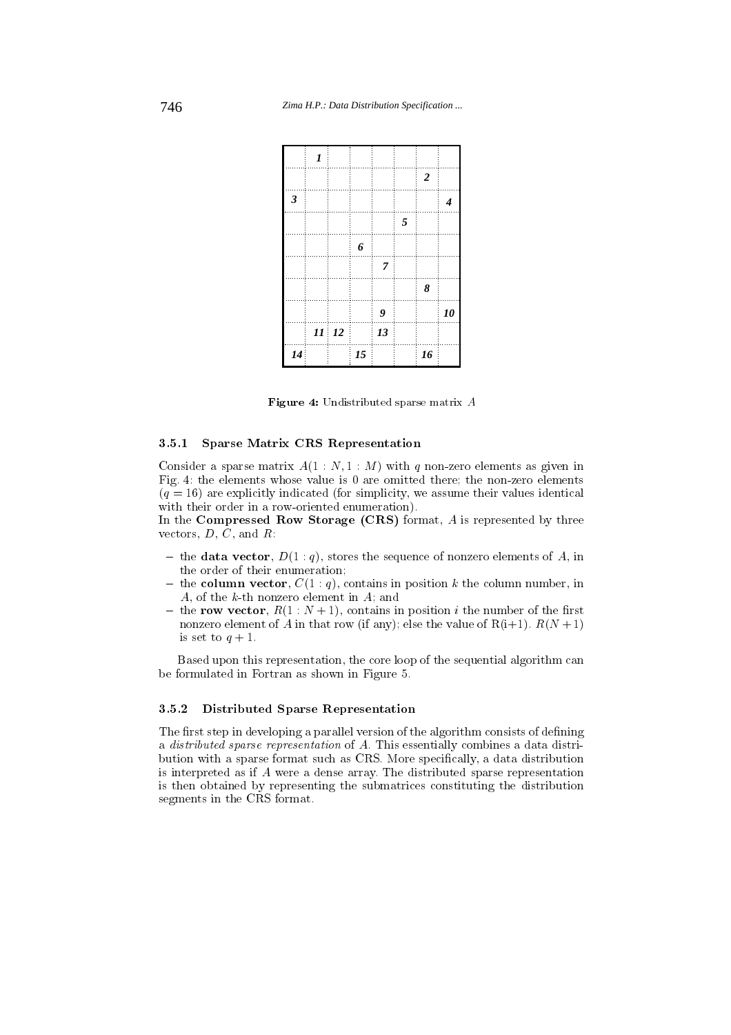| | | | | | | | |
|---|---|---|---|---|---|---|---|
| | *1* | | | | | | |
| | | | | | | *2* | |
| *3* | | | | | | | *4* |
| | | | | | *5* | | |
| | | | *6* | | | | |
| | | | | *7* | | | |
| | | | | | | *8* | |
| | | | | *9* | | | *10* |
| | *11* | *12* | | *13* | | | |
| *14* | | | *15* | | | *16* | |

**Figure 4:** Undistributed sparse matrix $A$

### 3.5.1 Sparse Matrix CRS Representation

Consider a sparse matrix $A(1:N, 1:M)$ with $q$ non-zero elements as given in Fig. 4: the elements whose value is 0 are omitted there; the non-zero elements ($q = 16$) are explicitly indicated (for simplicity, we assume their values identical with their order in a row-oriented enumeration).

In the **Compressed Row Storage (CRS)** format, $A$ is represented by three vectors, $D$, $C$, and $R$:

- the **data vector**, $D(1:q)$, stores the sequence of nonzero elements of $A$, in the order of their enumeration;
- the **column vector**, $C(1:q)$, contains in position $k$ the column number, in $A$, of the $k$-th nonzero element in $A$; and
- the **row vector**, $R(1:N+1)$, contains in position $i$ the number of the first nonzero element of $A$ in that row (if any); else the value of R(i+1). $R(N+1)$ is set to $q+1$.

Based upon this representation, the core loop of the sequential algorithm can be formulated in Fortran as shown in Figure 5.

### 3.5.2 Distributed Sparse Representation

The first step in developing a parallel version of the algorithm consists of defining a *distributed sparse representation* of $A$. This essentially combines a data distribution with a sparse format such as CRS. More specifically, a data distribution is interpreted as if $A$ were a dense array. The distributed sparse representation is then obtained by representing the submatrices constituting the distribution segments in the CRS format.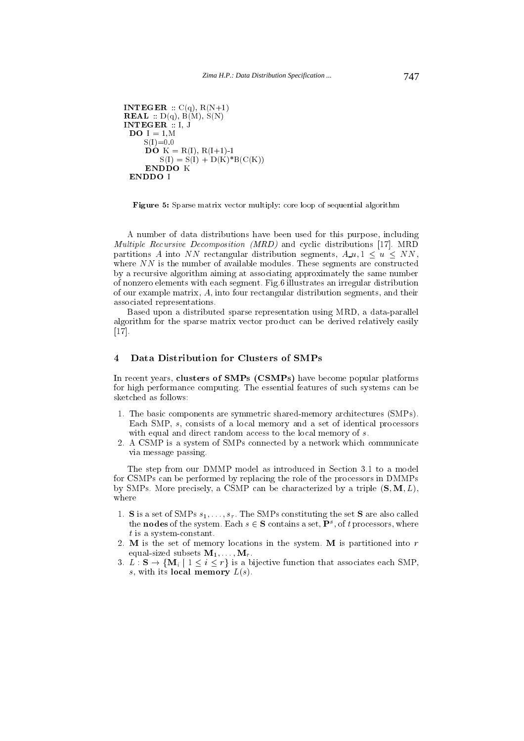```
INTEGER :: C(q), R(N+1)
REAL :: D(q), B(M), S(N)
INTEGER :: I, J
  DO I = 1,M
       S(I)=0.0
       DO K = R(I), R(I+1)-1
            S(I) = S(I) + D(K)*B(C(K))
       ENDDO K
  ENDDO I
```

**Figure 5:** Sparse matrix vector multiply: core loop of sequential algorithm

A number of data distributions have been used for this purpose, including *Multiple Recursive Decomposition (MRD)* and cyclic distributions [17]. MRD partitions $A$ into $NN$ rectangular distribution segments, $A\_u, 1 \leq u \leq NN$, where $NN$ is the number of available modules. These segments are constructed by a recursive algorithm aiming at associating approximately the same number of nonzero elements with each segment. Fig.6 illustrates an irregular distribution of our example matrix, $A$, into four rectangular distribution segments, and their associated representations.

Based upon a distributed sparse representation using MRD, a data-parallel algorithm for the sparse matrix vector product can be derived relatively easily [17].

## 4 Data Distribution for Clusters of SMPs

In recent years, **clusters of SMPs (CSMPs)** have become popular platforms for high performance computing. The essential features of such systems can be sketched as follows:

1. The basic components are symmetric shared-memory architectures (SMPs). Each SMP, $s$, consists of a local memory and a set of identical processors with equal and direct random access to the local memory of $s$.
2. A CSMP is a system of SMPs connected by a network which communicate via message passing.

The step from our DMMP model as introduced in Section 3.1 to a model for CSMPs can be performed by replacing the role of the processors in DMMPs by SMPs. More precisely, a CSMP can be characterized by a triple $(\mathbf{S}, \mathbf{M}, L)$, where

1. $\mathbf{S}$ is a set of SMPs $s_1, \ldots, s_r$. The SMPs constituting the set $\mathbf{S}$ are also called the **nodes** of the system. Each $s \in \mathbf{S}$ contains a set, $\mathbf{P}^s$, of $t$ processors, where $t$ is a system-constant.
2. $\mathbf{M}$ is the set of memory locations in the system. $\mathbf{M}$ is partitioned into $r$ equal-sized subsets $\mathbf{M}_1, \ldots, \mathbf{M}_r$.
3. $L : \mathbf{S} \rightarrow \{\mathbf{M}_i \mid 1 \leq i \leq r\}$ is a bijective function that associates each SMP, $s$, with its **local memory** $L(s)$.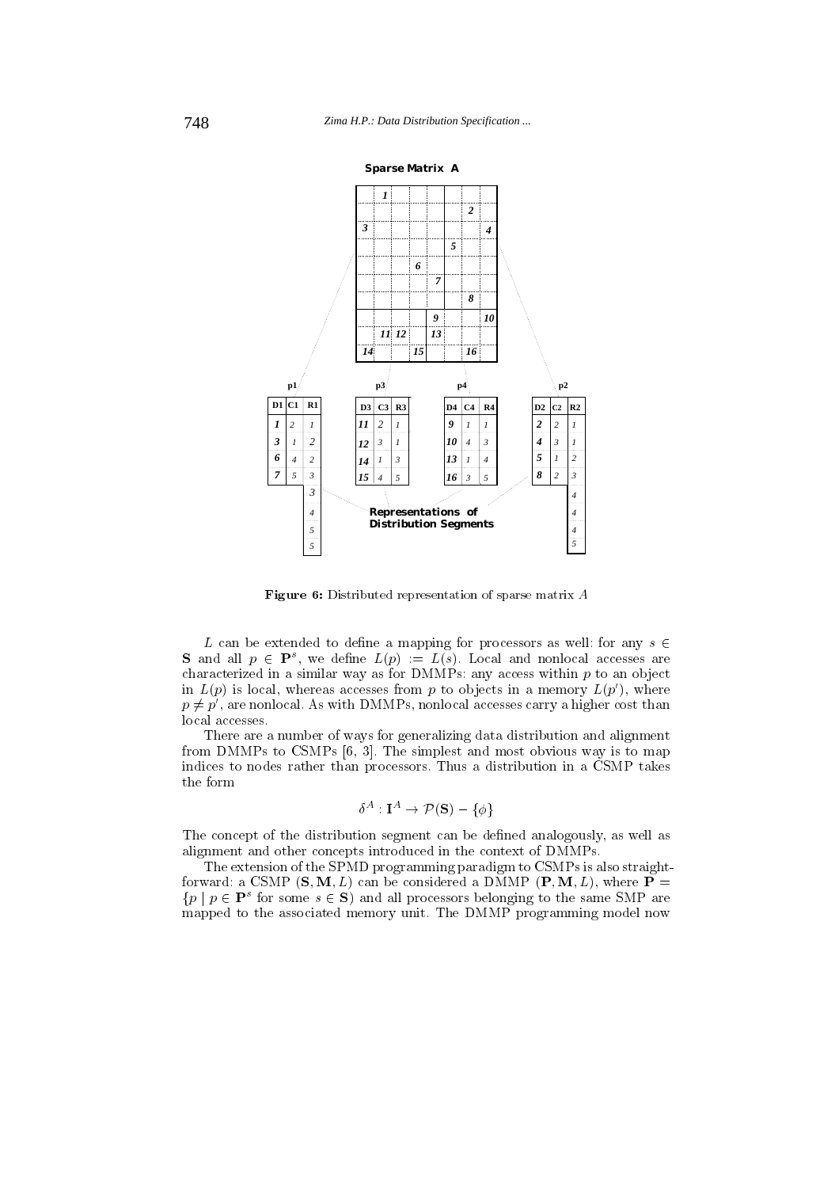**Sparse Matrix A**

**p1**

| D1 | C1 | R1 |
|---|---|---|
| 1 | 2 | 1 |
| 3 | 1 | 2 |
| 6 | 4 | 2 |
| 7 | 5 | 3 |
| | | 3 |
| | | 4 |
| | | 5 |
| | | 5 |

**p3**

| D3 | C3 | R3 |
|---|---|---|
| 11 | 2 | 1 |
| 12 | 3 | 1 |
| 14 | 1 | 3 |
| 15 | 4 | 5 |

**p4**

| D4 | C4 | R4 |
|---|---|---|
| 9 | 1 | 1 |
| 10 | 4 | 3 |
| 13 | 1 | 4 |
| 16 | 3 | 5 |

**p2**

| D2 | C2 | R2 |
|---|---|---|
| 2 | 2 | 1 |
| 4 | 3 | 1 |
| 5 | 1 | 2 |
| 8 | 2 | 3 |
| | | 4 |
| | | 4 |
| | | 4 |
| | | 5 |

**Representations of Distribution Segments**

**Figure 6:** Distributed representation of sparse matrix $A$

$L$ can be extended to define a mapping for processors as well: for any $s \in \mathbf{S}$ and all $p \in \mathbf{P}^s$, we define $L(p) := L(s)$. Local and nonlocal accesses are characterized in a similar way as for DMMPs: any access within $p$ to an object in $L(p)$ is local, whereas accesses from $p$ to objects in a memory $L(p')$, where $p \neq p'$, are nonlocal. As with DMMPs, nonlocal accesses carry a higher cost than local accesses.

There are a number of ways for generalizing data distribution and alignment from DMMPs to CSMPs [6, 3]. The simplest and most obvious way is to map indices to nodes rather than processors. Thus a distribution in a CSMP takes the form

$$\delta^A : \mathbf{I}^A \rightarrow \mathcal{P}(\mathbf{S}) - \{\phi\}$$

The concept of the distribution segment can be defined analogously, as well as alignment and other concepts introduced in the context of DMMPs.

The extension of the SPMD programming paradigm to CSMPs is also straightforward: a CSMP $(\mathbf{S}, \mathbf{M}, L)$ can be considered a DMMP $(\mathbf{P}, \mathbf{M}, L)$, where $\mathbf{P} = \{p \mid p \in \mathbf{P}^s \text{ for some } s \in \mathbf{S}\}$ and all processors belonging to the same SMP are mapped to the associated memory unit. The DMMP programming model now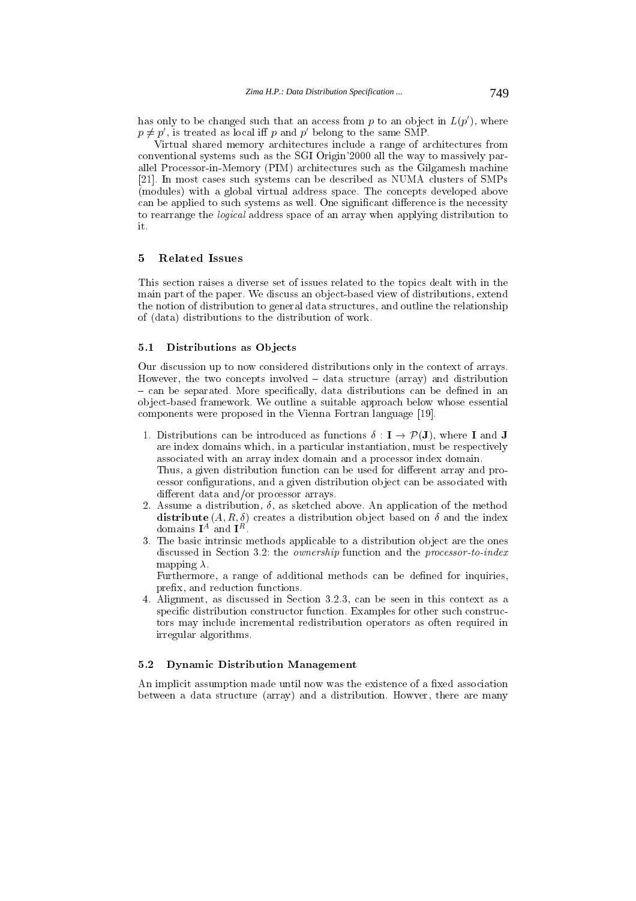has only to be changed such that an access from $p$ to an object in $L(p')$, where $p \neq p'$, is treated as local iff $p$ and $p'$ belong to the same SMP.

Virtual shared memory architectures include a range of architectures from conventional systems such as the SGI Origin'2000 all the way to massively parallel Processor-in-Memory (PIM) architectures such as the Gilgamesh machine [21]. In most cases such systems can be described as NUMA clusters of SMPs (modules) with a global virtual address space. The concepts developed above can be applied to such systems as well. One significant difference is the necessity to rearrange the *logical* address space of an array when applying distribution to it.

## 5 Related Issues

This section raises a diverse set of issues related to the topics dealt with in the main part of the paper. We discuss an object-based view of distributions, extend the notion of distribution to general data structures, and outline the relationship of (data) distributions to the distribution of work.

### 5.1 Distributions as Objects

Our discussion up to now considered distributions only in the context of arrays. However, the two concepts involved – data structure (array) and distribution – can be separated. More specifically, data distributions can be defined in an object-based framework. We outline a suitable approach below whose essential components were proposed in the Vienna Fortran language [19].

1. Distributions can be introduced as functions $\delta : \mathbf{I} \rightarrow \mathcal{P}(\mathbf{J})$, where $\mathbf{I}$ and $\mathbf{J}$ are index domains which, in a particular instantiation, must be respectively associated with an array index domain and a processor index domain.
   Thus, a given distribution function can be used for different array and processor configurations, and a given distribution object can be associated with different data and/or processor arrays.
2. Assume a distribution, $\delta$, as sketched above. An application of the method **distribute** $(A, R, \delta)$ creates a distribution object based on $\delta$ and the index domains $\mathbf{I}^A$ and $\mathbf{I}^R$.
3. The basic intrinsic methods applicable to a distribution object are the ones discussed in Section 3.2: the *ownership* function and the *processor-to-index* mapping $\lambda$.
   Furthermore, a range of additional methods can be defined for inquiries, prefix, and reduction functions.
4. Alignment, as discussed in Section 3.2.3, can be seen in this context as a specific distribution constructor function. Examples for other such constructors may include incremental redistribution operators as often required in irregular algorithms.

### 5.2 Dynamic Distribution Management

An implicit assumption made until now was the existence of a fixed association between a data structure (array) and a distribution. Howver, there are many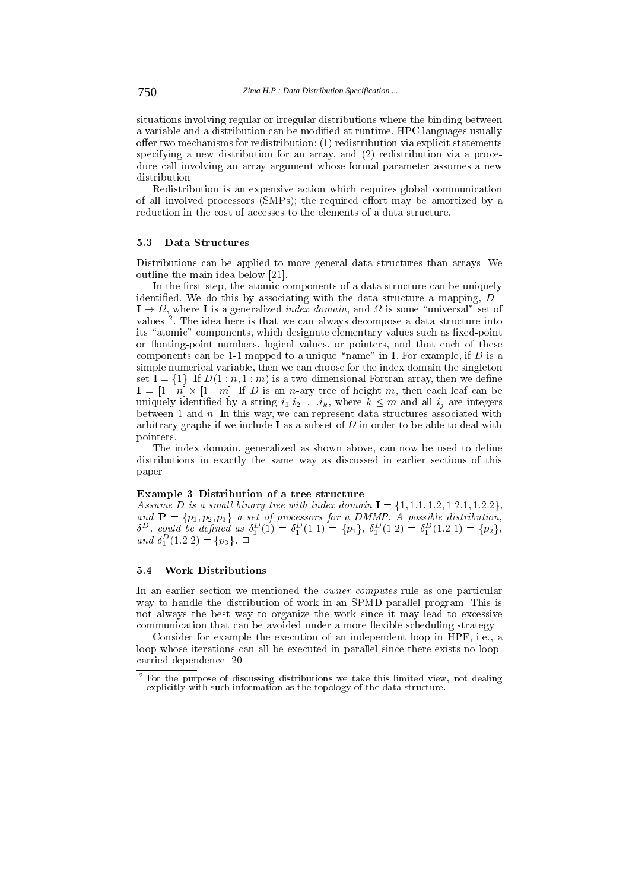situations involving regular or irregular distributions where the binding between a variable and a distribution can be modified at runtime. HPC languages usually offer two mechanisms for redistribution: (1) redistribution via explicit statements specifying a new distribution for an array, and (2) redistribution via a procedure call involving an array argument whose formal parameter assumes a new distribution.

Redistribution is an expensive action which requires global communication of all involved processors (SMPs); the required effort may be amortized by a reduction in the cost of accesses to the elements of a data structure.

### 5.3 Data Structures

Distributions can be applied to more general data structures than arrays. We outline the main idea below [21].

In the first step, the atomic components of a data structure can be uniquely identified. We do this by associating with the data structure a mapping, $D : \mathbf{I} \rightarrow \Omega$, where $\mathbf{I}$ is a generalized *index domain*, and $\Omega$ is some "universal" set of values [2]. The idea here is that we can always decompose a data structure into its "atomic" components, which designate elementary values such as fixed-point or floating-point numbers, logical values, or pointers, and that each of these components can be 1-1 mapped to a unique "name" in $\mathbf{I}$. For example, if $D$ is a simple numerical variable, then we can choose for the index domain the singleton set $\mathbf{I} = \{1\}$. If $D(1:n, 1:m)$ is a two-dimensional Fortran array, then we define $\mathbf{I} = [1:n] \times [1:m]$. If $D$ is an $n$-ary tree of height $m$, then each leaf can be uniquely identified by a string $i_1.i_2 \ldots .i_k$, where $k \leq m$ and all $i_j$ are integers between 1 and $n$. In this way, we can represent data structures associated with arbitrary graphs if we include $\mathbf{I}$ as a subset of $\Omega$ in order to be able to deal with pointers.

The index domain, generalized as shown above, can now be used to define distributions in exactly the same way as discussed in earlier sections of this paper.

**Example 3 Distribution of a tree structure**
*Assume $D$ is a small binary tree with index domain $\mathbf{I} = \{1, 1.1, 1.2, 1.2.1, 1.2.2\}$, and $\mathbf{P} = \{p_1, p_2, p_3\}$ a set of processors for a DMMP. A possible distribution, $\delta^D$, could be defined as $\delta_1^D(1) = \delta_1^D(1.1) = \{p_1\}$, $\delta_1^D(1.2) = \delta_1^D(1.2.1) = \{p_2\}$, and $\delta_1^D(1.2.2) = \{p_3\}$.* □

### 5.4 Work Distributions

In an earlier section we mentioned the *owner computes* rule as one particular way to handle the distribution of work in an SPMD parallel program. This is not always the best way to organize the work since it may lead to excessive communication that can be avoided under a more flexible scheduling strategy.

Consider for example the execution of an independent loop in HPF, i.e., a loop whose iterations can all be executed in parallel since there exists no loop-carried dependence [20]:

[2] For the purpose of discussing distributions we take this limited view, not dealing explicitly with such information as the topology of the data structure.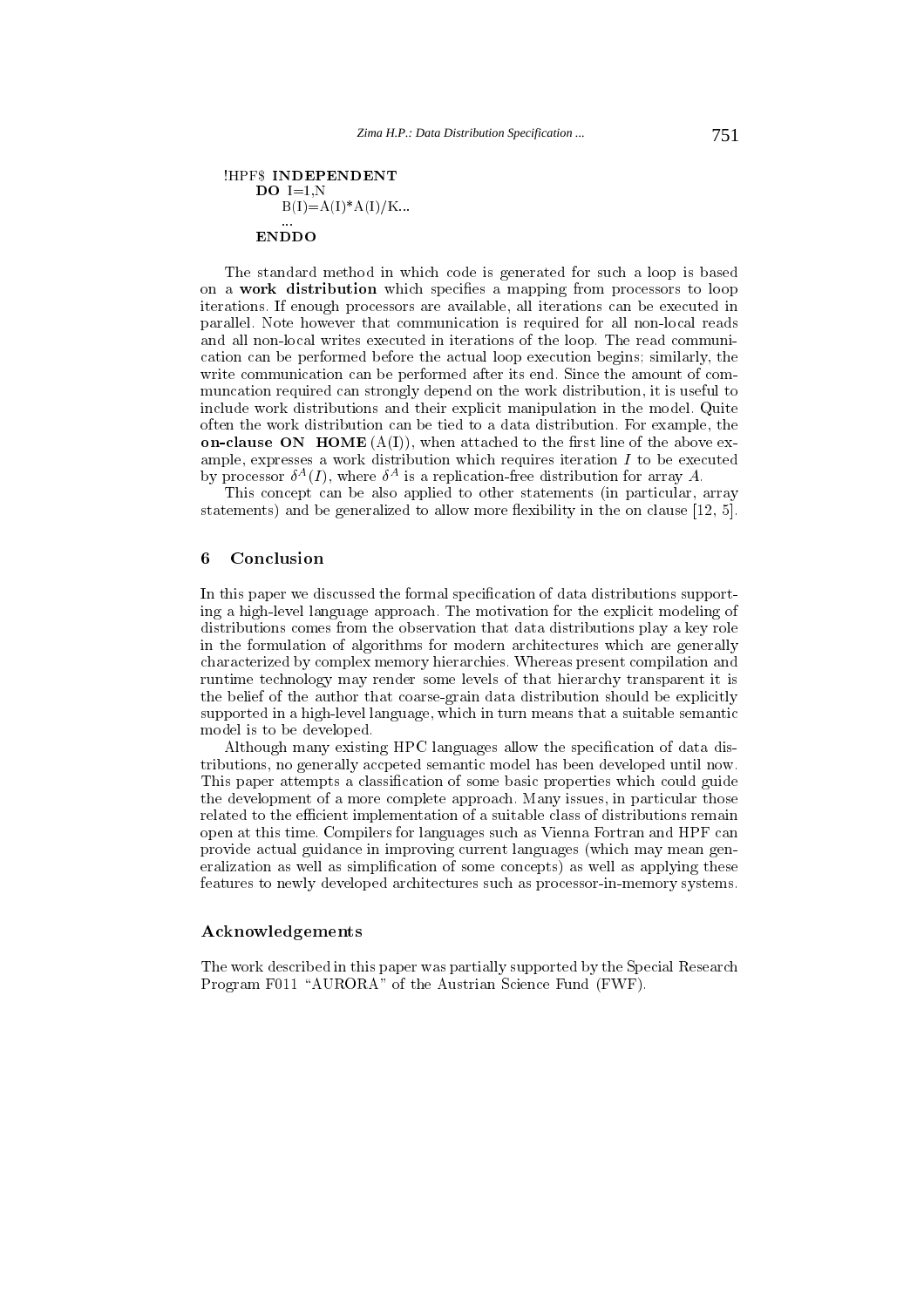```
!HPF$ INDEPENDENT
      DO I=1,N
          B(I)=A(I)*A(I)/K...
          ...
      ENDDO
```

The standard method in which code is generated for such a loop is based on a **work distribution** which specifies a mapping from processors to loop iterations. If enough processors are available, all iterations can be executed in parallel. Note however that communication is required for all non-local reads and all non-local writes executed in iterations of the loop. The read communication can be performed before the actual loop execution begins; similarly, the write communication can be performed after its end. Since the amount of communcation required can strongly depend on the work distribution, it is useful to include work distributions and their explicit manipulation in the model. Quite often the work distribution can be tied to a data distribution. For example, the **on-clause ON HOME** (A(I)), when attached to the first line of the above example, expresses a work distribution which requires iteration $I$ to be executed by processor $\delta^A(I)$, where $\delta^A$ is a replication-free distribution for array $A$.

This concept can be also applied to other statements (in particular, array statements) and be generalized to allow more flexibility in the on clause [12, 5].

## 6 Conclusion

In this paper we discussed the formal specification of data distributions supporting a high-level language approach. The motivation for the explicit modeling of distributions comes from the observation that data distributions play a key role in the formulation of algorithms for modern architectures which are generally characterized by complex memory hierarchies. Whereas present compilation and runtime technology may render some levels of that hierarchy transparent it is the belief of the author that coarse-grain data distribution should be explicitly supported in a high-level language, which in turn means that a suitable semantic model is to be developed.

Although many existing HPC languages allow the specification of data distributions, no generally accpeted semantic model has been developed until now. This paper attempts a classification of some basic properties which could guide the development of a more complete approach. Many issues, in particular those related to the efficient implementation of a suitable class of distributions remain open at this time. Compilers for languages such as Vienna Fortran and HPF can provide actual guidance in improving current languages (which may mean generalization as well as simplification of some concepts) as well as applying these features to newly developed architectures such as processor-in-memory systems.

### Acknowledgements

The work described in this paper was partially supported by the Special Research Program F011 "AURORA" of the Austrian Science Fund (FWF).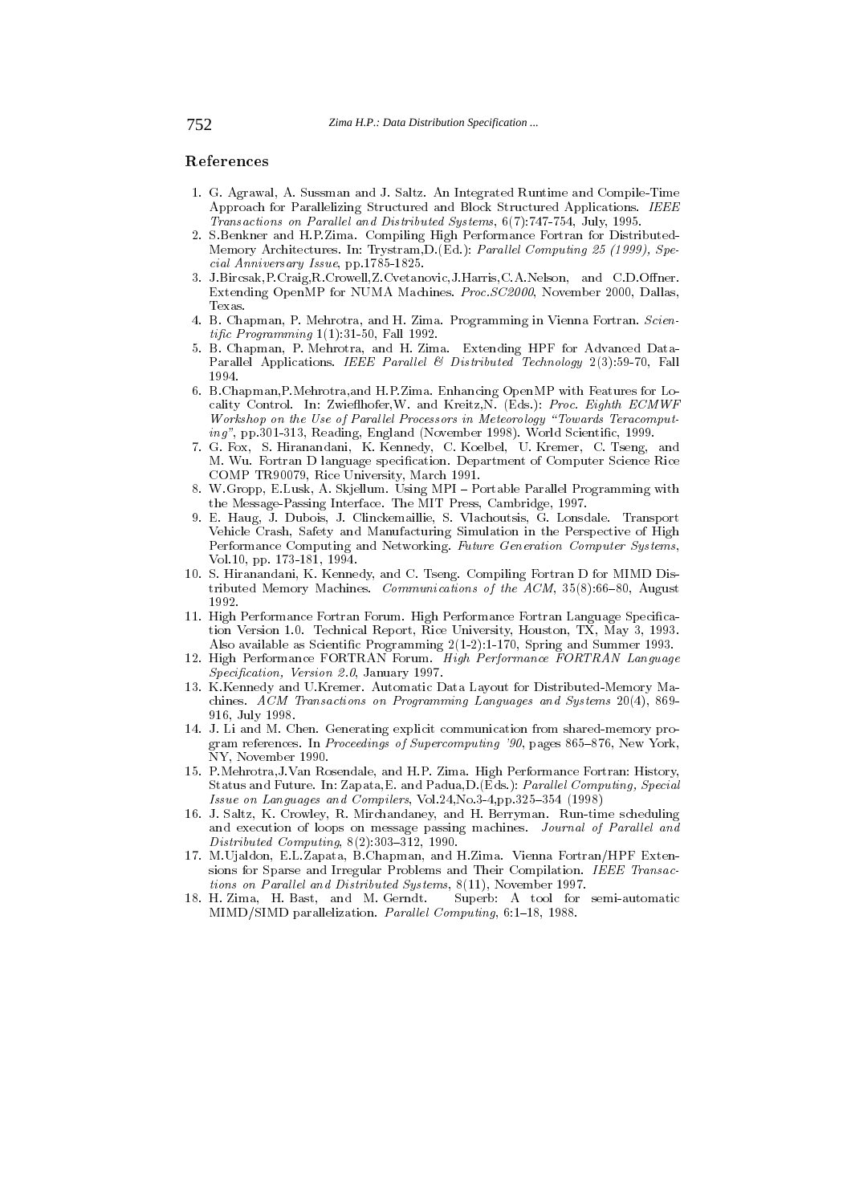## References

1. G. Agrawal, A. Sussman and J. Saltz. An Integrated Runtime and Compile-Time Approach for Parallelizing Structured and Block Structured Applications. *IEEE Transactions on Parallel and Distributed Systems*, 6(7):747-754, July, 1995.
2. S.Benkner and H.P.Zima. Compiling High Performance Fortran for Distributed-Memory Architectures. In: Trystram,D.(Ed.): *Parallel Computing 25 (1999), Special Anniversary Issue*, pp.1785-1825.
3. J.Bircsak,P.Craig,R.Crowell,Z.Cvetanovic,J.Harris,C.A.Nelson, and C.D.Offner. Extending OpenMP for NUMA Machines. *Proc.SC2000*, November 2000, Dallas, Texas.
4. B. Chapman, P. Mehrotra, and H. Zima. Programming in Vienna Fortran. *Scientific Programming* 1(1):31-50, Fall 1992.
5. B. Chapman, P. Mehrotra, and H. Zima. Extending HPF for Advanced Data-Parallel Applications. *IEEE Parallel & Distributed Technology* 2(3):59-70, Fall 1994.
6. B.Chapman,P.Mehrotra,and H.P.Zima. Enhancing OpenMP with Features for Locality Control. In: Zwieflhofer,W. and Kreitz,N. (Eds.): *Proc. Eighth ECMWF Workshop on the Use of Parallel Processors in Meteorology "Towards Teracomputing"*, pp.301-313, Reading, England (November 1998). World Scientific, 1999.
7. G. Fox, S. Hiranandani, K. Kennedy, C. Koelbel, U. Kremer, C. Tseng, and M. Wu. Fortran D language specification. Department of Computer Science Rice COMP TR90079, Rice University, March 1991.
8. W.Gropp, E.Lusk, A. Skjellum. Using MPI – Portable Parallel Programming with the Message-Passing Interface. The MIT Press, Cambridge, 1997.
9. E. Haug, J. Dubois, J. Clinckemaillie, S. Vlachoutsis, G. Lonsdale. Transport Vehicle Crash, Safety and Manufacturing Simulation in the Perspective of High Performance Computing and Networking. *Future Generation Computer Systems*, Vol.10, pp. 173-181, 1994.
10. S. Hiranandani, K. Kennedy, and C. Tseng. Compiling Fortran D for MIMD Distributed Memory Machines. *Communications of the ACM*, 35(8):66–80, August 1992.
11. High Performance Fortran Forum. High Performance Fortran Language Specification Version 1.0. Technical Report, Rice University, Houston, TX, May 3, 1993. Also available as Scientific Programming 2(1-2):1-170, Spring and Summer 1993.
12. High Performance FORTRAN Forum. *High Performance FORTRAN Language Specification, Version 2.0*, January 1997.
13. K.Kennedy and U.Kremer. Automatic Data Layout for Distributed-Memory Machines. *ACM Transactions on Programming Languages and Systems* 20(4), 869-916, July 1998.
14. J. Li and M. Chen. Generating explicit communication from shared-memory program references. In *Proceedings of Supercomputing '90*, pages 865–876, New York, NY, November 1990.
15. P.Mehrotra,J.Van Rosendale, and H.P. Zima. High Performance Fortran: History, Status and Future. In: Zapata,E. and Padua,D.(Eds.): *Parallel Computing, Special Issue on Languages and Compilers*, Vol.24,No.3-4,pp.325–354 (1998)
16. J. Saltz, K. Crowley, R. Mirchandaney, and H. Berryman. Run-time scheduling and execution of loops on message passing machines. *Journal of Parallel and Distributed Computing*, 8(2):303–312, 1990.
17. M.Ujaldon, E.L.Zapata, B.Chapman, and H.Zima. Vienna Fortran/HPF Extensions for Sparse and Irregular Problems and Their Compilation. *IEEE Transactions on Parallel and Distributed Systems*, 8(11), November 1997.
18. H. Zima, H. Bast, and M. Gerndt. Superb: A tool for semi-automatic MIMD/SIMD parallelization. *Parallel Computing*, 6:1–18, 1988.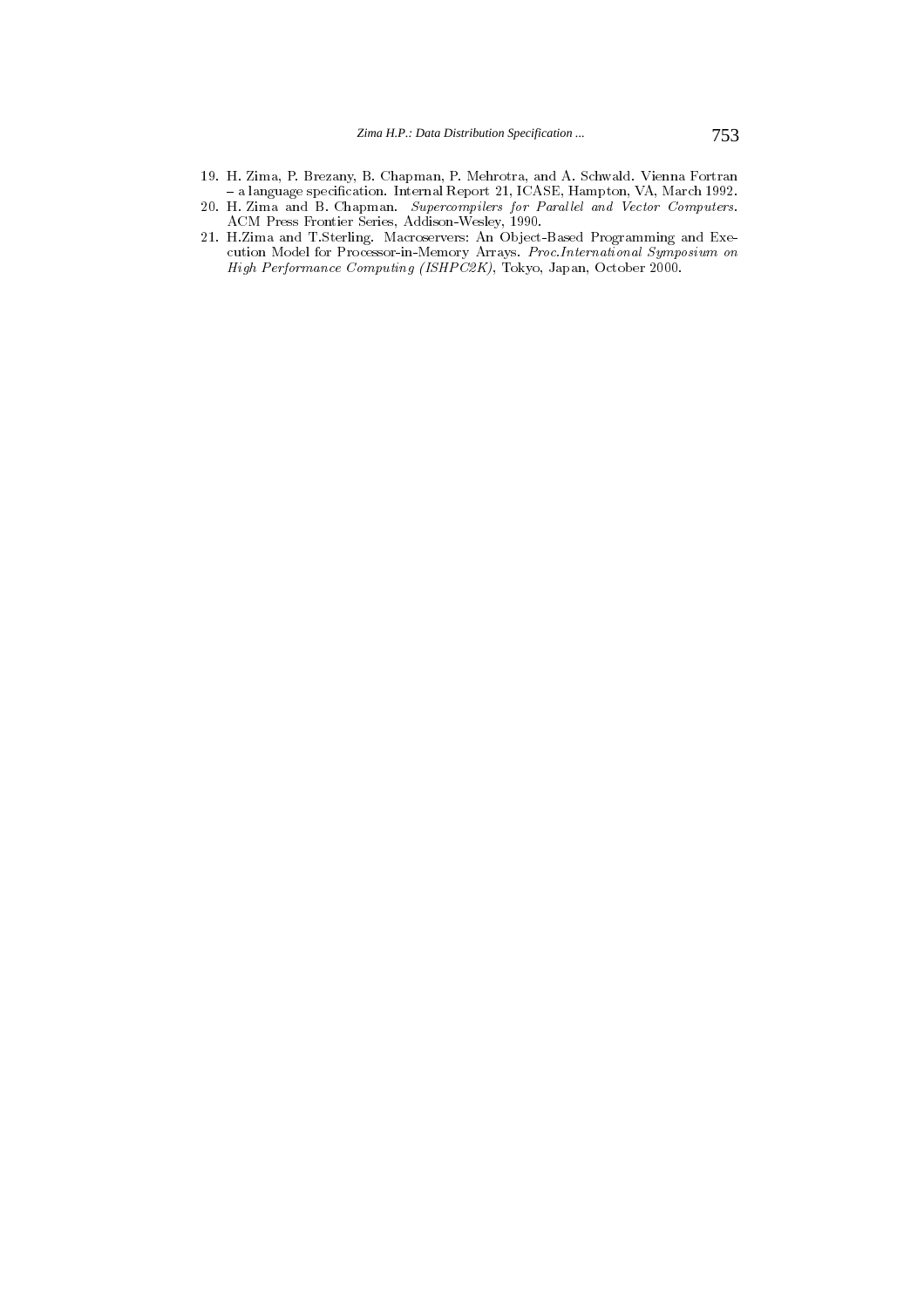19. H. Zima, P. Brezany, B. Chapman, P. Mehrotra, and A. Schwald. Vienna Fortran – a language specification. Internal Report 21, ICASE, Hampton, VA, March 1992.
20. H. Zima and B. Chapman. *Supercompilers for Parallel and Vector Computers*. ACM Press Frontier Series, Addison-Wesley, 1990.
21. H.Zima and T.Sterling. Macroservers: An Object-Based Programming and Execution Model for Processor-in-Memory Arrays. *Proc.International Symposium on High Performance Computing (ISHPC2K)*, Tokyo, Japan, October 2000.